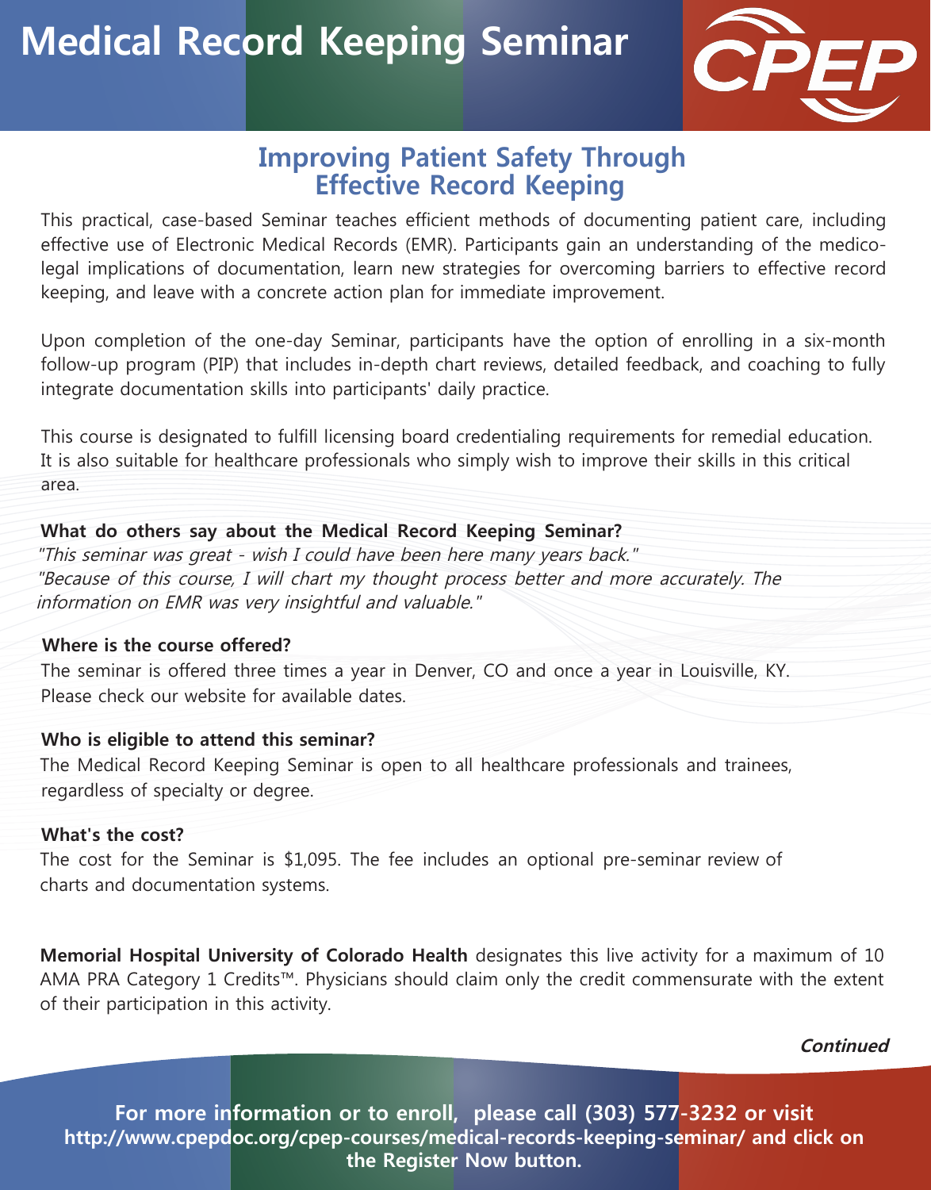# Medical Record Keeping Seminar

CPEP

## Improving Patient Safety Through Effective Record Keeping

This practical, case-based Seminar teaches efficient methods of documenting patient care, including effective use of Electronic Medical Records (EMR). Participants gain an understanding of the medico-legal implications of documentation, learn new strategies for overcoming barriers to effective record keeping, and leave with a concrete action plan for immediate improvement.

Upon completion of the one-day Seminar, participants have the option of enrolling in a six-month follow-up program (PIP) that includes in-depth chart reviews, detailed feedback, and coaching to fully integrate documentation skills into participants' daily practice.

This course is designated to fulfill licensing board credentialing requirements for remedial education. It is also suitable for healthcare professionals who simply wish to improve their skills in this critical area.

**What do others say about the Medical Record Keeping Seminar?**

*"This seminar was great - wish I could have been here many years back."*

*"Because of this course, I will chart my thought process better and more accurately. The information on EMR was very insightful and valuable."*

**Where is the course offered?**

The seminar is offered three times a year in Denver, CO and once a year in Louisville, KY. Please check our website for available dates.

**Who is eligible to attend this seminar?**

The Medical Record Keeping Seminar is open to all healthcare professionals and trainees, regardless of specialty or degree.

**What's the cost?**

The cost for the Seminar is $1,095. The fee includes an optional pre-seminar review of charts and documentation systems.

**Memorial Hospital University of Colorado Health** designates this live activity for a maximum of 10 AMA PRA Category 1 Credits™. Physicians should claim only the credit commensurate with the extent of their participation in this activity.

***Continued***

**For more information or to enroll, please call (303) 577-3232 or visit http://www.cpepdoc.org/cpep-courses/medical-records-keeping-seminar/ and click on the Register Now button.**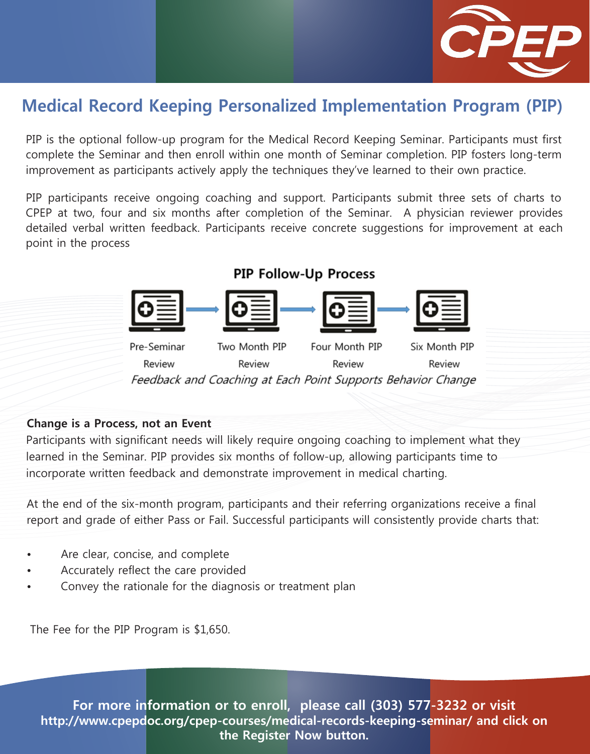# Medical Record Keeping Personalized Implementation Program (PIP)

PIP is the optional follow-up program for the Medical Record Keeping Seminar. Participants must first complete the Seminar and then enroll within one month of Seminar completion. PIP fosters long-term improvement as participants actively apply the techniques they've learned to their own practice.

PIP participants receive ongoing coaching and support. Participants submit three sets of charts to CPEP at two, four and six months after completion of the Seminar. A physician reviewer provides detailed verbal written feedback. Participants receive concrete suggestions for improvement at each point in the process

**PIP Follow-Up Process**

Pre-Seminar Review → Two Month PIP Review → Four Month PIP Review → Six Month PIP Review

*Feedback and Coaching at Each Point Supports Behavior Change*

**Change is a Process, not an Event**

Participants with significant needs will likely require ongoing coaching to implement what they learned in the Seminar. PIP provides six months of follow-up, allowing participants time to incorporate written feedback and demonstrate improvement in medical charting.

At the end of the six-month program, participants and their referring organizations receive a final report and grade of either Pass or Fail. Successful participants will consistently provide charts that:

- Are clear, concise, and complete
- Accurately reflect the care provided
- Convey the rationale for the diagnosis or treatment plan

The Fee for the PIP Program is $1,650.

**For more information or to enroll, please call (303) 577-3232 or visit http://www.cpepdoc.org/cpep-courses/medical-records-keeping-seminar/ and click on the Register Now button.**